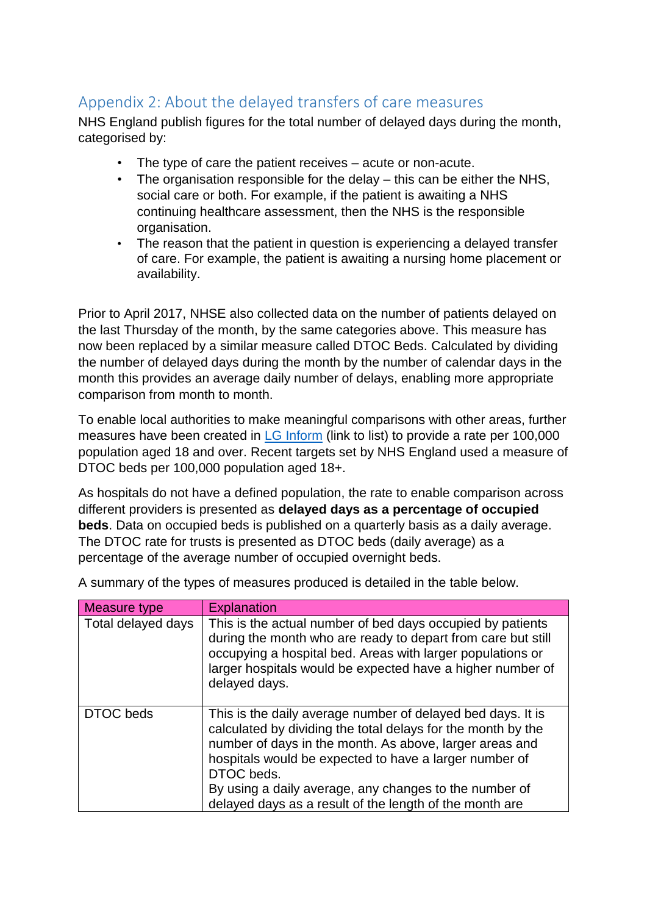## Appendix 2: About the delayed transfers of care measures

NHS England publish figures for the total number of delayed days during the month, categorised by:

- The type of care the patient receives – acute or non-acute.
- The organisation responsible for the delay – this can be either the NHS, social care or both. For example, if the patient is awaiting a NHS continuing healthcare assessment, then the NHS is the responsible organisation.
- The reason that the patient in question is experiencing a delayed transfer of care. For example, the patient is awaiting a nursing home placement or availability.

Prior to April 2017, NHSE also collected data on the number of patients delayed on the last Thursday of the month, by the same categories above. This measure has now been replaced by a similar measure called DTOC Beds. Calculated by dividing the number of delayed days during the month by the number of calendar days in the month this provides an average daily number of delays, enabling more appropriate comparison from month to month.

To enable local authorities to make meaningful comparisons with other areas, further measures have been created in [LG Inform](LG Inform) (link to list) to provide a rate per 100,000 population aged 18 and over. Recent targets set by NHS England used a measure of DTOC beds per 100,000 population aged 18+.

As hospitals do not have a defined population, the rate to enable comparison across different providers is presented as **delayed days as a percentage of occupied beds**. Data on occupied beds is published on a quarterly basis as a daily average. The DTOC rate for trusts is presented as DTOC beds (daily average) as a percentage of the average number of occupied overnight beds.

A summary of the types of measures produced is detailed in the table below.

| Measure type | Explanation |
|---|---|
| Total delayed days | This is the actual number of bed days occupied by patients during the month who are ready to depart from care but still occupying a hospital bed. Areas with larger populations or larger hospitals would be expected have a higher number of delayed days. |
| DTOC beds | This is the daily average number of delayed bed days. It is calculated by dividing the total delays for the month by the number of days in the month. As above, larger areas and hospitals would be expected to have a larger number of DTOC beds.<br>By using a daily average, any changes to the number of delayed days as a result of the length of the month are |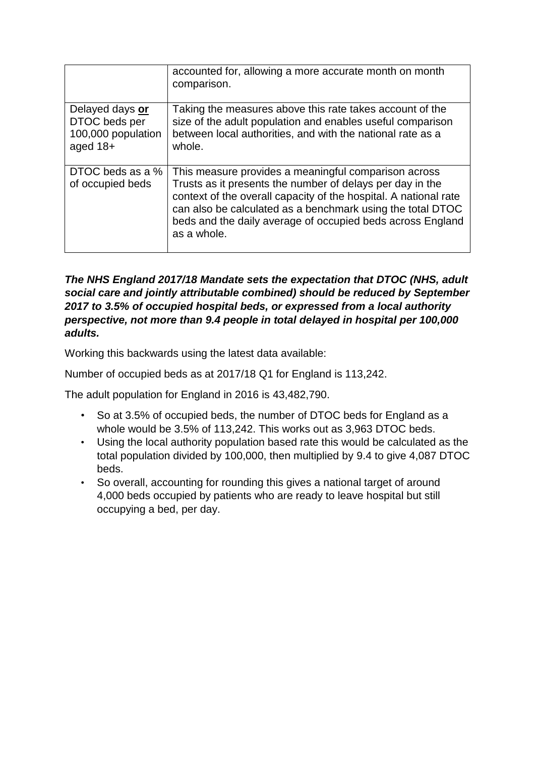|  |  |
| --- | --- |
|  | accounted for, allowing a more accurate month on month comparison. |
| Delayed days **or** DTOC beds per 100,000 population aged 18+ | Taking the measures above this rate takes account of the size of the adult population and enables useful comparison between local authorities, and with the national rate as a whole. |
| DTOC beds as a % of occupied beds | This measure provides a meaningful comparison across Trusts as it presents the number of delays per day in the context of the overall capacity of the hospital. A national rate can also be calculated as a benchmark using the total DTOC beds and the daily average of occupied beds across England as a whole. |

***The NHS England 2017/18 Mandate sets the expectation that DTOC (NHS, adult social care and jointly attributable combined) should be reduced by September 2017 to 3.5% of occupied hospital beds, or expressed from a local authority perspective, not more than 9.4 people in total delayed in hospital per 100,000 adults.***

Working this backwards using the latest data available:

Number of occupied beds as at 2017/18 Q1 for England is 113,242.

The adult population for England in 2016 is 43,482,790.

- So at 3.5% of occupied beds, the number of DTOC beds for England as a whole would be 3.5% of 113,242. This works out as 3,963 DTOC beds.
- Using the local authority population based rate this would be calculated as the total population divided by 100,000, then multiplied by 9.4 to give 4,087 DTOC beds.
- So overall, accounting for rounding this gives a national target of around 4,000 beds occupied by patients who are ready to leave hospital but still occupying a bed, per day.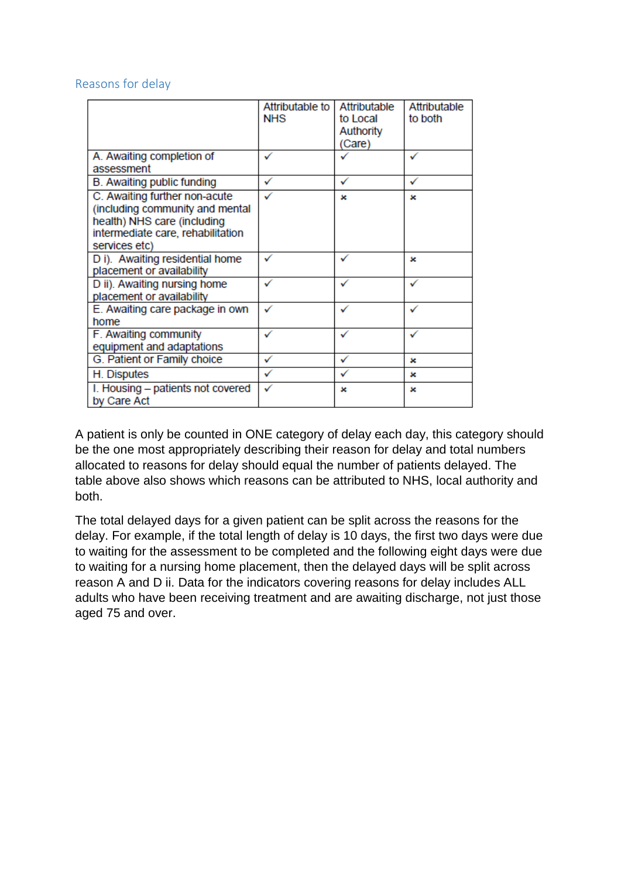## Reasons for delay

| | Attributable to NHS | Attributable to Local Authority (Care) | Attributable to both |
|---|---|---|---|
| A. Awaiting completion of assessment | ✓ | ✓ | ✓ |
| B. Awaiting public funding | ✓ | ✓ | ✓ |
| C. Awaiting further non-acute (including community and mental health) NHS care (including intermediate care, rehabilitation services etc) | ✓ | × | × |
| D i). Awaiting residential home placement or availability | ✓ | ✓ | × |
| D ii). Awaiting nursing home placement or availability | ✓ | ✓ | ✓ |
| E. Awaiting care package in own home | ✓ | ✓ | ✓ |
| F. Awaiting community equipment and adaptations | ✓ | ✓ | ✓ |
| G. Patient or Family choice | ✓ | ✓ | × |
| H. Disputes | ✓ | ✓ | × |
| I. Housing – patients not covered by Care Act | ✓ | × | × |

A patient is only be counted in ONE category of delay each day, this category should be the one most appropriately describing their reason for delay and total numbers allocated to reasons for delay should equal the number of patients delayed. The table above also shows which reasons can be attributed to NHS, local authority and both.

The total delayed days for a given patient can be split across the reasons for the delay. For example, if the total length of delay is 10 days, the first two days were due to waiting for the assessment to be completed and the following eight days were due to waiting for a nursing home placement, then the delayed days will be split across reason A and D ii. Data for the indicators covering reasons for delay includes ALL adults who have been receiving treatment and are awaiting discharge, not just those aged 75 and over.